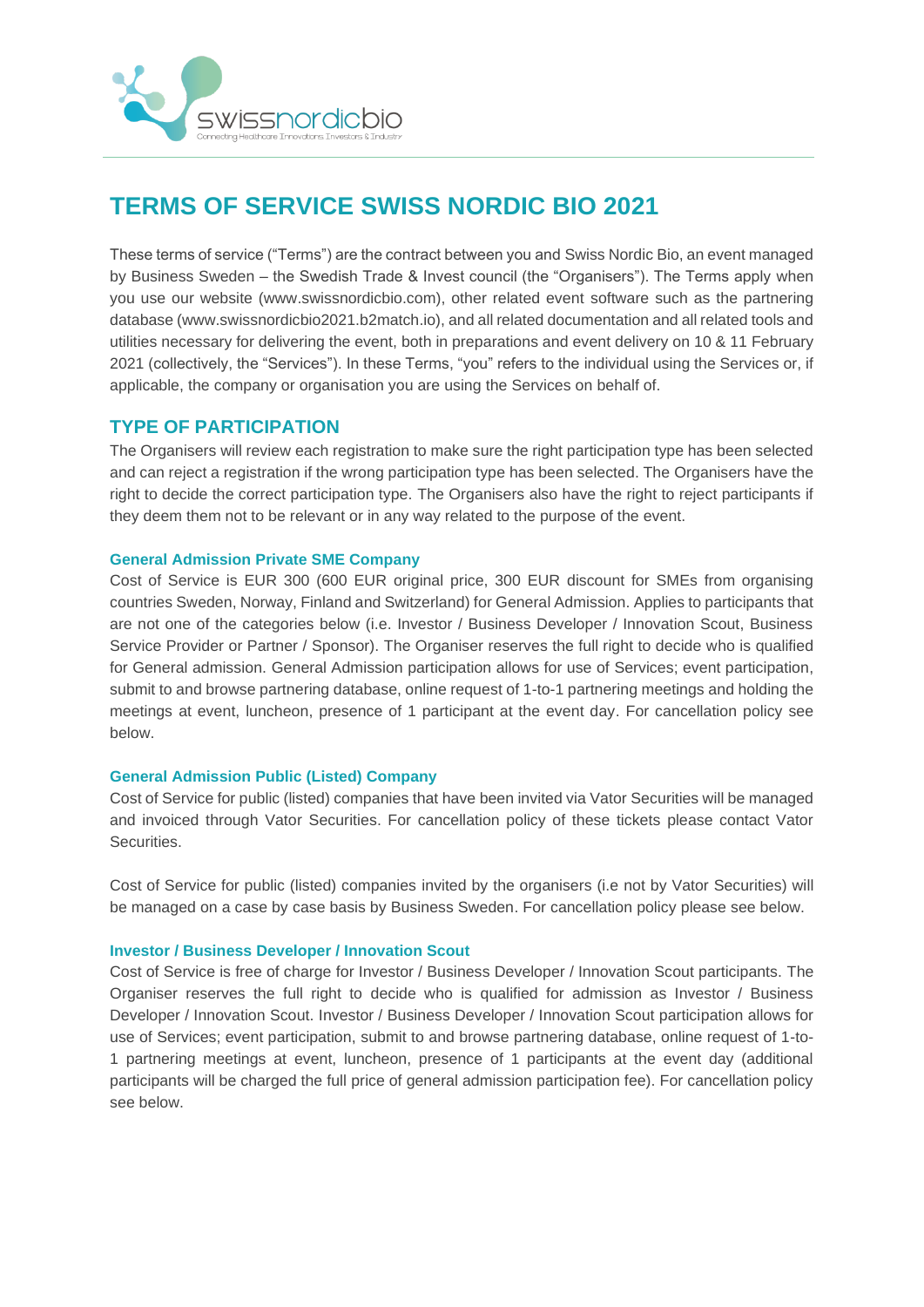# TERMS OF SERVICE SWISS NORDIC BIO 2021

These terms of service ("Terms") are the contract between you and Swiss Nordic Bio, an event managed by Business Sweden – the Swedish Trade & Invest council (the "Organisers"). The Terms apply when you use our website (www.swissnordicbio.com), other related event software such as the partnering database (www.swissnordicbio2021.b2match.io), and all related documentation and all related tools and utilities necessary for delivering the event, both in preparations and event delivery on 10 & 11 February 2021 (collectively, the "Services"). In these Terms, "you" refers to the individual using the Services or, if applicable, the company or organisation you are using the Services on behalf of.

## TYPE OF PARTICIPATION

The Organisers will review each registration to make sure the right participation type has been selected and can reject a registration if the wrong participation type has been selected. The Organisers have the right to decide the correct participation type. The Organisers also have the right to reject participants if they deem them not to be relevant or in any way related to the purpose of the event.

### General Admission Private SME Company

Cost of Service is EUR 300 (600 EUR original price, 300 EUR discount for SMEs from organising countries Sweden, Norway, Finland and Switzerland) for General Admission. Applies to participants that are not one of the categories below (i.e. Investor / Business Developer / Innovation Scout, Business Service Provider or Partner / Sponsor). The Organiser reserves the full right to decide who is qualified for General admission. General Admission participation allows for use of Services; event participation, submit to and browse partnering database, online request of 1-to-1 partnering meetings and holding the meetings at event, luncheon, presence of 1 participant at the event day. For cancellation policy see below.

### General Admission Public (Listed) Company

Cost of Service for public (listed) companies that have been invited via Vator Securities will be managed and invoiced through Vator Securities. For cancellation policy of these tickets please contact Vator Securities.

Cost of Service for public (listed) companies invited by the organisers (i.e not by Vator Securities) will be managed on a case by case basis by Business Sweden. For cancellation policy please see below.

### Investor / Business Developer / Innovation Scout

Cost of Service is free of charge for Investor / Business Developer / Innovation Scout participants. The Organiser reserves the full right to decide who is qualified for admission as Investor / Business Developer / Innovation Scout. Investor / Business Developer / Innovation Scout participation allows for use of Services; event participation, submit to and browse partnering database, online request of 1-to-1 partnering meetings at event, luncheon, presence of 1 participants at the event day (additional participants will be charged the full price of general admission participation fee). For cancellation policy see below.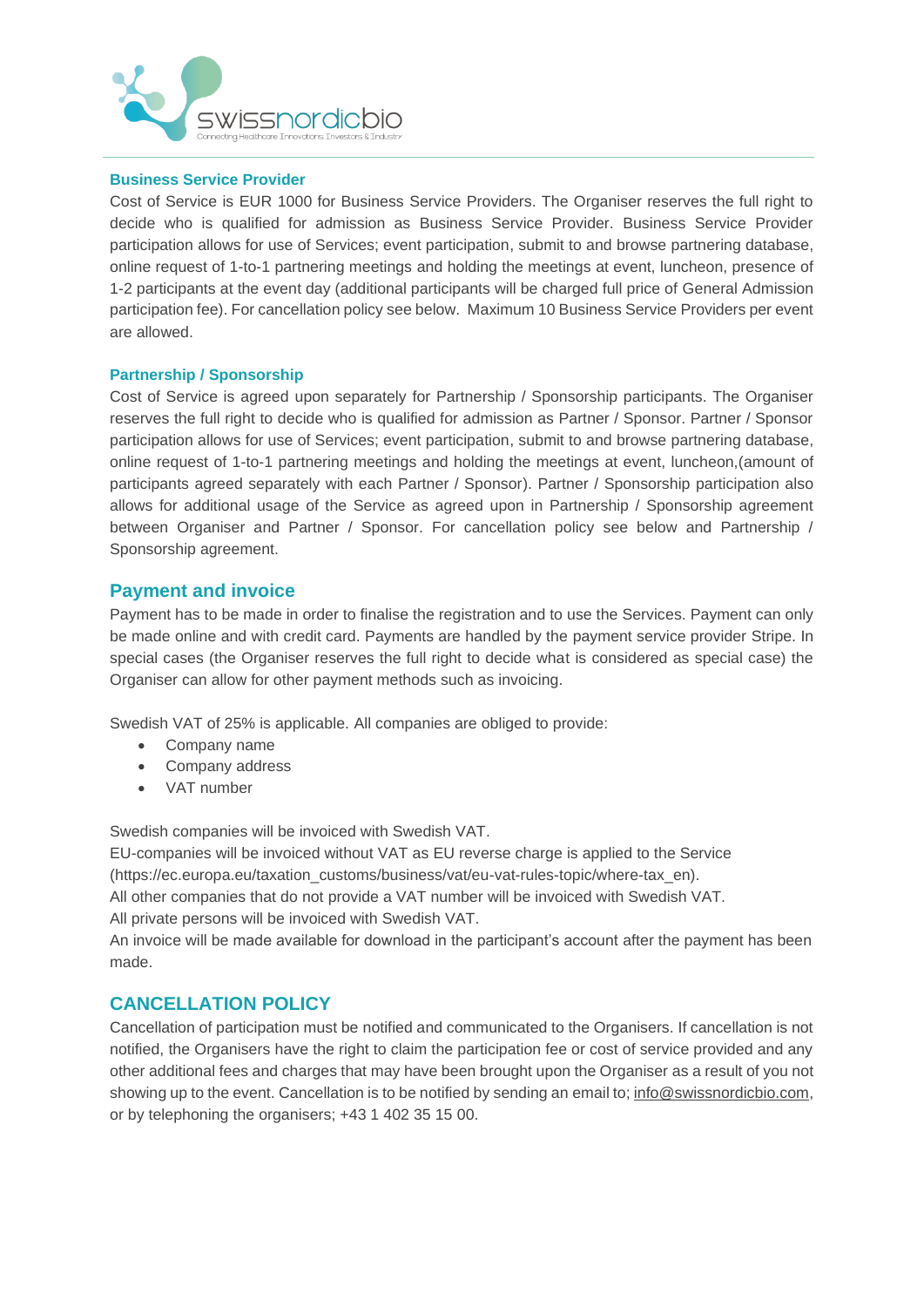### Business Service Provider

Cost of Service is EUR 1000 for Business Service Providers. The Organiser reserves the full right to decide who is qualified for admission as Business Service Provider. Business Service Provider participation allows for use of Services; event participation, submit to and browse partnering database, online request of 1-to-1 partnering meetings and holding the meetings at event, luncheon, presence of 1-2 participants at the event day (additional participants will be charged full price of General Admission participation fee). For cancellation policy see below. Maximum 10 Business Service Providers per event are allowed.

### Partnership / Sponsorship

Cost of Service is agreed upon separately for Partnership / Sponsorship participants. The Organiser reserves the full right to decide who is qualified for admission as Partner / Sponsor. Partner / Sponsor participation allows for use of Services; event participation, submit to and browse partnering database, online request of 1-to-1 partnering meetings and holding the meetings at event, luncheon,(amount of participants agreed separately with each Partner / Sponsor). Partner / Sponsorship participation also allows for additional usage of the Service as agreed upon in Partnership / Sponsorship agreement between Organiser and Partner / Sponsor. For cancellation policy see below and Partnership / Sponsorship agreement.

## Payment and invoice

Payment has to be made in order to finalise the registration and to use the Services. Payment can only be made online and with credit card. Payments are handled by the payment service provider Stripe. In special cases (the Organiser reserves the full right to decide what is considered as special case) the Organiser can allow for other payment methods such as invoicing.

Swedish VAT of 25% is applicable. All companies are obliged to provide:

- Company name
- Company address
- VAT number

Swedish companies will be invoiced with Swedish VAT.
EU-companies will be invoiced without VAT as EU reverse charge is applied to the Service (https://ec.europa.eu/taxation_customs/business/vat/eu-vat-rules-topic/where-tax_en).
All other companies that do not provide a VAT number will be invoiced with Swedish VAT.
All private persons will be invoiced with Swedish VAT.
An invoice will be made available for download in the participant's account after the payment has been made.

## CANCELLATION POLICY

Cancellation of participation must be notified and communicated to the Organisers. If cancellation is not notified, the Organisers have the right to claim the participation fee or cost of service provided and any other additional fees and charges that may have been brought upon the Organiser as a result of you not showing up to the event. Cancellation is to be notified by sending an email to; info@swissnordicbio.com, or by telephoning the organisers; +43 1 402 35 15 00.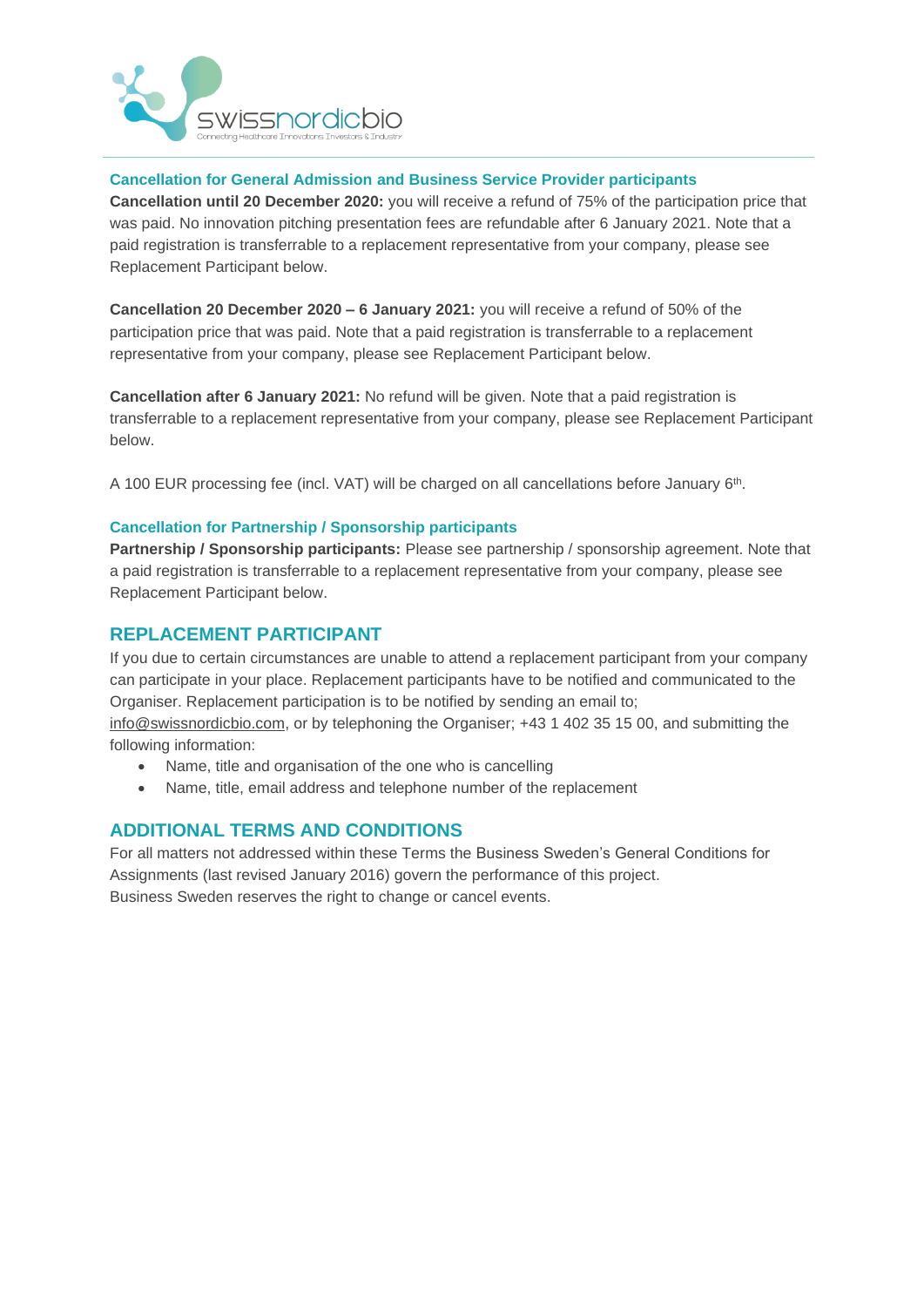### Cancellation for General Admission and Business Service Provider participants

**Cancellation until 20 December 2020:** you will receive a refund of 75% of the participation price that was paid. No innovation pitching presentation fees are refundable after 6 January 2021. Note that a paid registration is transferrable to a replacement representative from your company, please see Replacement Participant below.

**Cancellation 20 December 2020 – 6 January 2021:** you will receive a refund of 50% of the participation price that was paid. Note that a paid registration is transferrable to a replacement representative from your company, please see Replacement Participant below.

**Cancellation after 6 January 2021:** No refund will be given. Note that a paid registration is transferrable to a replacement representative from your company, please see Replacement Participant below.

A 100 EUR processing fee (incl. VAT) will be charged on all cancellations before January 6th.

### Cancellation for Partnership / Sponsorship participants

**Partnership / Sponsorship participants:** Please see partnership / sponsorship agreement. Note that a paid registration is transferrable to a replacement representative from your company, please see Replacement Participant below.

## REPLACEMENT PARTICIPANT

If you due to certain circumstances are unable to attend a replacement participant from your company can participate in your place. Replacement participants have to be notified and communicated to the Organiser. Replacement participation is to be notified by sending an email to; info@swissnordicbio.com, or by telephoning the Organiser; +43 1 402 35 15 00, and submitting the following information:

- Name, title and organisation of the one who is cancelling
- Name, title, email address and telephone number of the replacement

## ADDITIONAL TERMS AND CONDITIONS

For all matters not addressed within these Terms the Business Sweden's General Conditions for Assignments (last revised January 2016) govern the performance of this project.
Business Sweden reserves the right to change or cancel events.